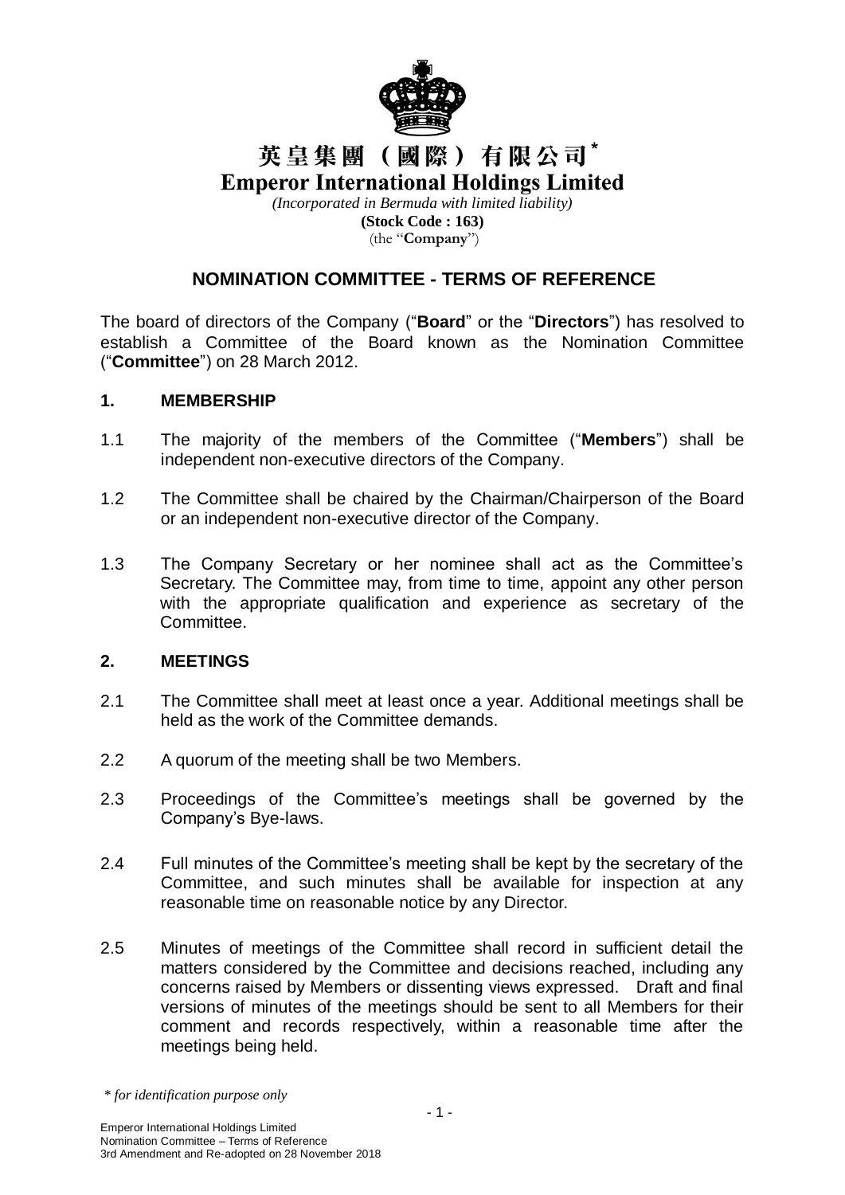# 英皇集團（國際）有限公司*

# Emperor International Holdings Limited

*(Incorporated in Bermuda with limited liability)*

**(Stock Code : 163)**

(the "**Company**")

## NOMINATION COMMITTEE - TERMS OF REFERENCE

The board of directors of the Company ("**Board**" or the "**Directors**") has resolved to establish a Committee of the Board known as the Nomination Committee ("**Committee**") on 28 March 2012.

### 1. MEMBERSHIP

1.1 The majority of the members of the Committee ("**Members**") shall be independent non-executive directors of the Company.

1.2 The Committee shall be chaired by the Chairman/Chairperson of the Board or an independent non-executive director of the Company.

1.3 The Company Secretary or her nominee shall act as the Committee's Secretary. The Committee may, from time to time, appoint any other person with the appropriate qualification and experience as secretary of the Committee.

### 2. MEETINGS

2.1 The Committee shall meet at least once a year. Additional meetings shall be held as the work of the Committee demands.

2.2 A quorum of the meeting shall be two Members.

2.3 Proceedings of the Committee's meetings shall be governed by the Company's Bye-laws.

2.4 Full minutes of the Committee's meeting shall be kept by the secretary of the Committee, and such minutes shall be available for inspection at any reasonable time on reasonable notice by any Director.

2.5 Minutes of meetings of the Committee shall record in sufficient detail the matters considered by the Committee and decisions reached, including any concerns raised by Members or dissenting views expressed. Draft and final versions of minutes of the meetings should be sent to all Members for their comment and records respectively, within a reasonable time after the meetings being held.

*\* for identification purpose only*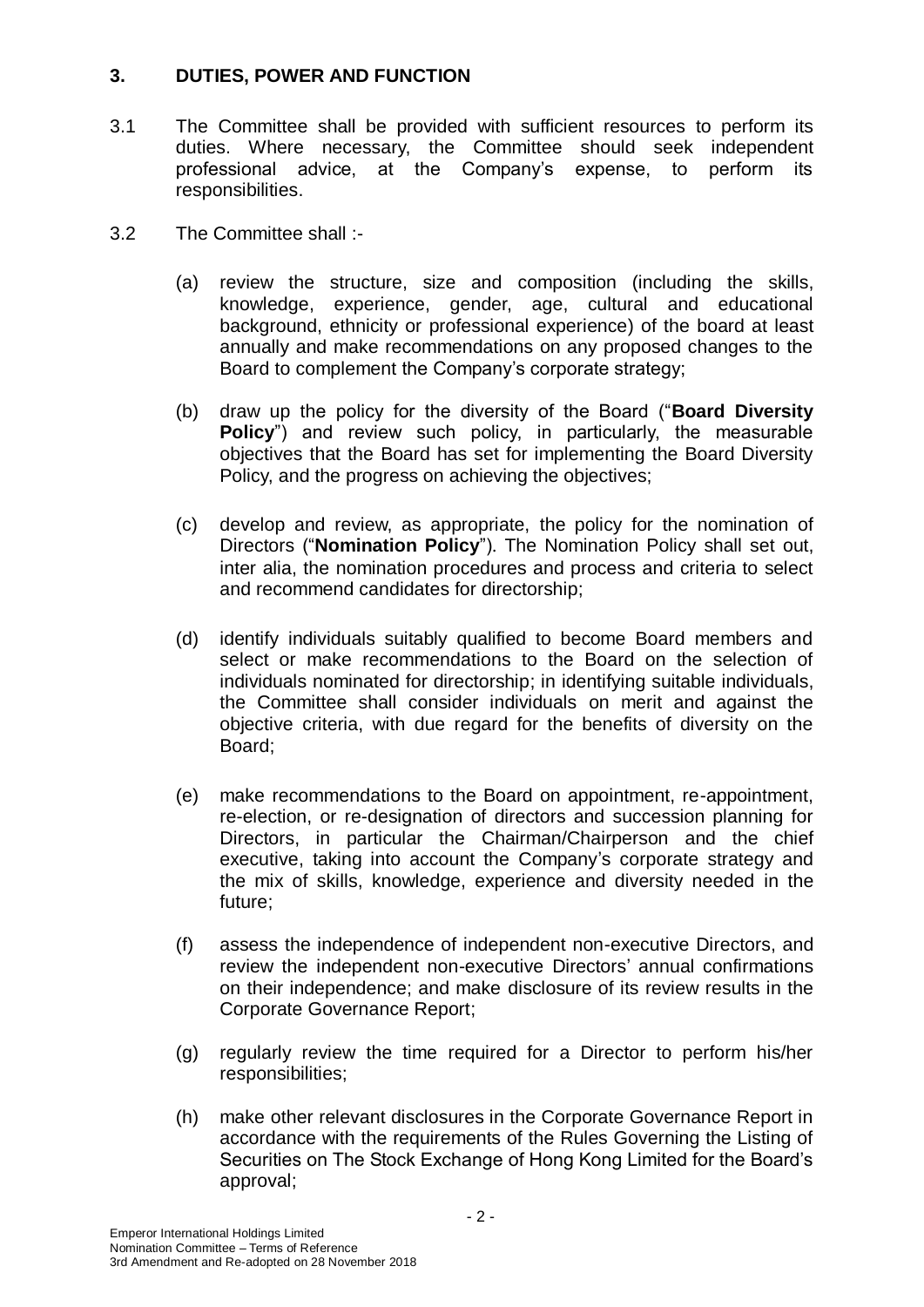## 3. DUTIES, POWER AND FUNCTION

3.1 The Committee shall be provided with sufficient resources to perform its duties. Where necessary, the Committee should seek independent professional advice, at the Company's expense, to perform its responsibilities.

3.2 The Committee shall :-

(a) review the structure, size and composition (including the skills, knowledge, experience, gender, age, cultural and educational background, ethnicity or professional experience) of the board at least annually and make recommendations on any proposed changes to the Board to complement the Company's corporate strategy;

(b) draw up the policy for the diversity of the Board ("**Board Diversity Policy**") and review such policy, in particularly, the measurable objectives that the Board has set for implementing the Board Diversity Policy, and the progress on achieving the objectives;

(c) develop and review, as appropriate, the policy for the nomination of Directors ("**Nomination Policy**"). The Nomination Policy shall set out, inter alia, the nomination procedures and process and criteria to select and recommend candidates for directorship;

(d) identify individuals suitably qualified to become Board members and select or make recommendations to the Board on the selection of individuals nominated for directorship; in identifying suitable individuals, the Committee shall consider individuals on merit and against the objective criteria, with due regard for the benefits of diversity on the Board;

(e) make recommendations to the Board on appointment, re-appointment, re-election, or re-designation of directors and succession planning for Directors, in particular the Chairman/Chairperson and the chief executive, taking into account the Company's corporate strategy and the mix of skills, knowledge, experience and diversity needed in the future;

(f) assess the independence of independent non-executive Directors, and review the independent non-executive Directors' annual confirmations on their independence; and make disclosure of its review results in the Corporate Governance Report;

(g) regularly review the time required for a Director to perform his/her responsibilities;

(h) make other relevant disclosures in the Corporate Governance Report in accordance with the requirements of the Rules Governing the Listing of Securities on The Stock Exchange of Hong Kong Limited for the Board's approval;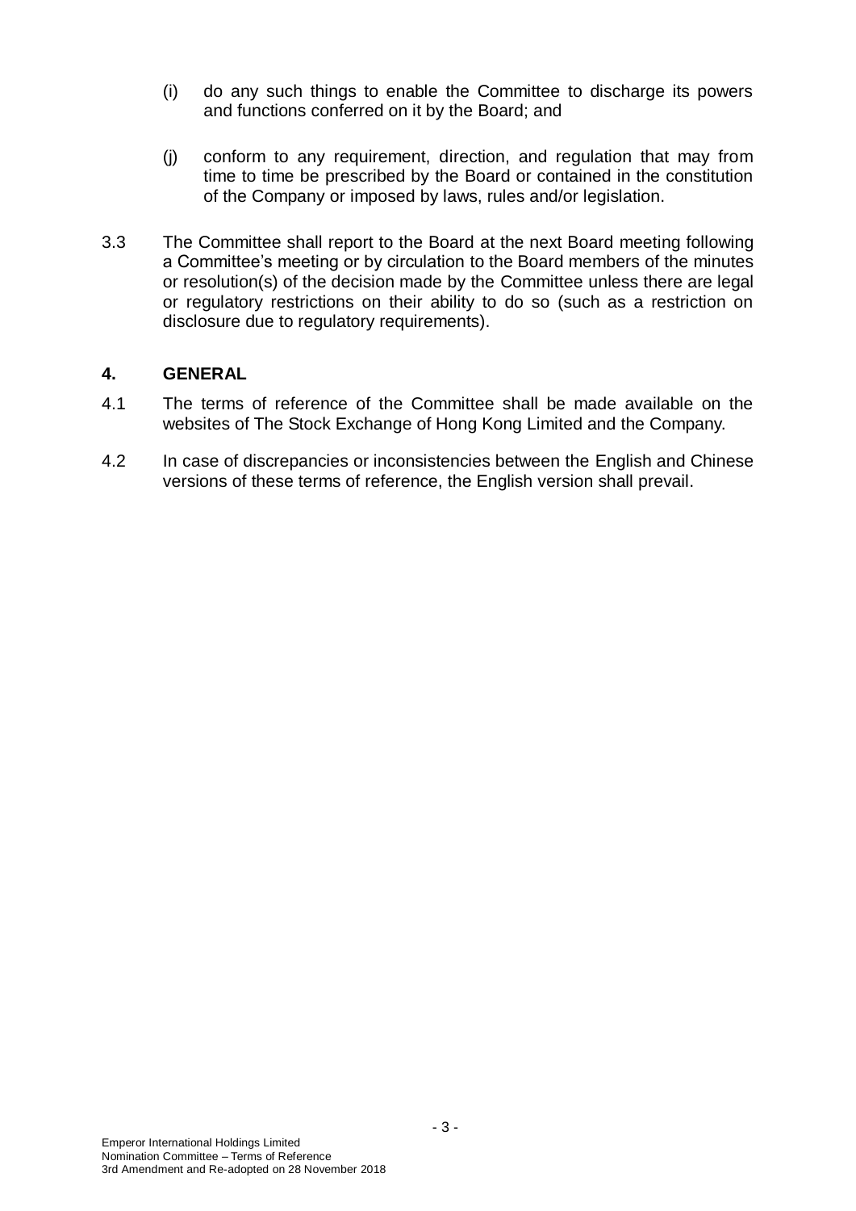(i) do any such things to enable the Committee to discharge its powers and functions conferred on it by the Board; and

(j) conform to any requirement, direction, and regulation that may from time to time be prescribed by the Board or contained in the constitution of the Company or imposed by laws, rules and/or legislation.

3.3 The Committee shall report to the Board at the next Board meeting following a Committee's meeting or by circulation to the Board members of the minutes or resolution(s) of the decision made by the Committee unless there are legal or regulatory restrictions on their ability to do so (such as a restriction on disclosure due to regulatory requirements).

## 4. GENERAL

4.1 The terms of reference of the Committee shall be made available on the websites of The Stock Exchange of Hong Kong Limited and the Company.

4.2 In case of discrepancies or inconsistencies between the English and Chinese versions of these terms of reference, the English version shall prevail.